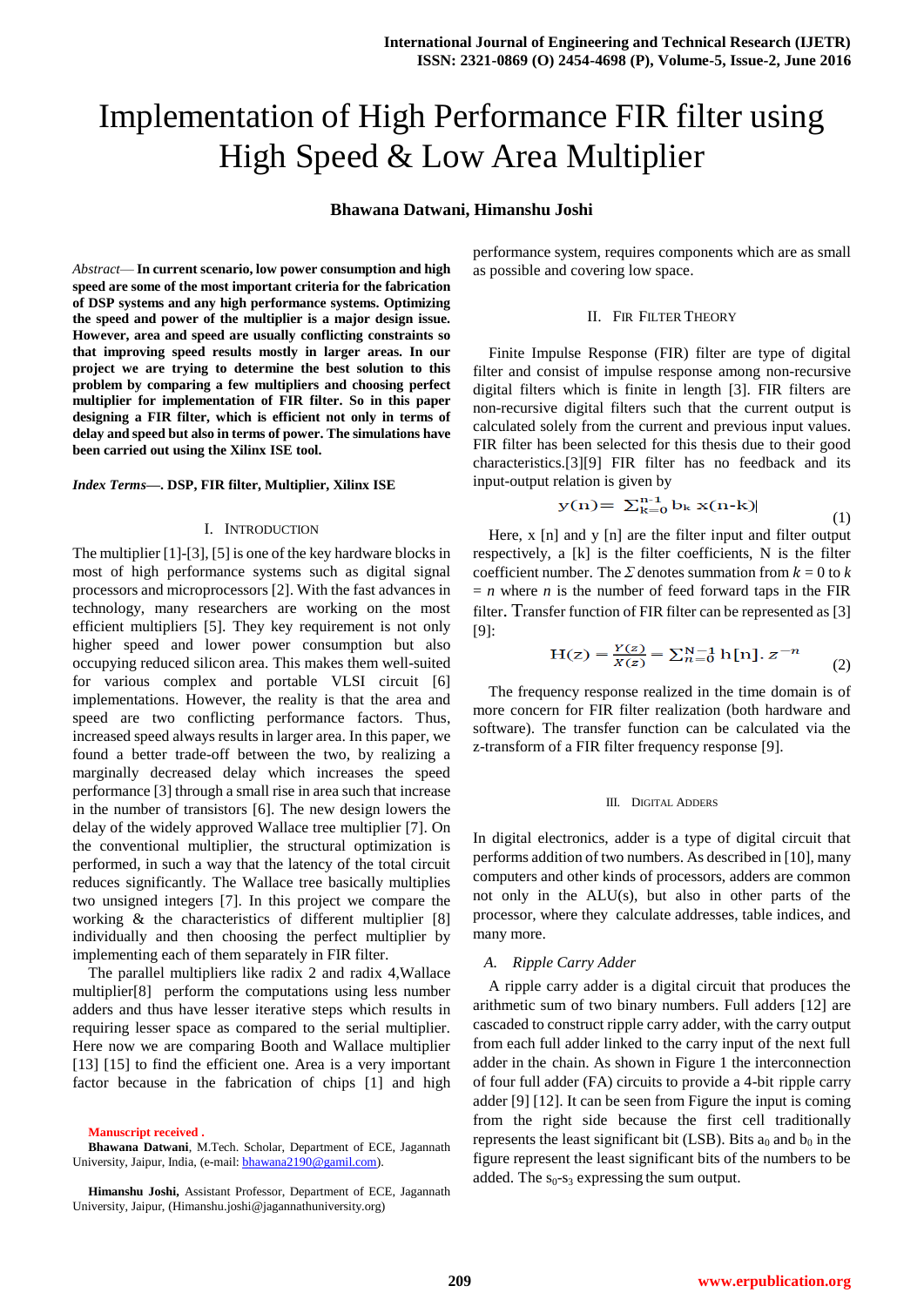# Implementation of High Performance FIR filter using High Speed & Low Area Multiplier

**Bhawana Datwani, Himanshu Joshi**

*Abstract*— **In current scenario, low power consumption and high speed are some of the most important criteria for the fabrication of DSP systems and any high performance systems. Optimizing the speed and power of the multiplier is a major design issue. However, area and speed are usually conflicting constraints so that improving speed results mostly in larger areas. In our project we are trying to determine the best solution to this problem by comparing a few multipliers and choosing perfect multiplier for implementation of FIR filter. So in this paper designing a FIR filter, which is efficient not only in terms of delay and speed but also in terms of power. The simulations have been carried out using the Xilinx ISE tool.**

***Index Terms*—. DSP, FIR filter, Multiplier, Xilinx ISE**

## I. Introduction

The multiplier [1]-[3], [5] is one of the key hardware blocks in most of high performance systems such as digital signal processors and microprocessors [2]. With the fast advances in technology, many researchers are working on the most efficient multipliers [5]. They key requirement is not only higher speed and lower power consumption but also occupying reduced silicon area. This makes them well-suited for various complex and portable VLSI circuit [6] implementations. However, the reality is that the area and speed are two conflicting performance factors. Thus, increased speed always results in larger area. In this paper, we found a better trade-off between the two, by realizing a marginally decreased delay which increases the speed performance [3] through a small rise in area such that increase in the number of transistors [6]. The new design lowers the delay of the widely approved Wallace tree multiplier [7]. On the conventional multiplier, the structural optimization is performed, in such a way that the latency of the total circuit reduces significantly. The Wallace tree basically multiplies two unsigned integers [7]. In this project we compare the working & the characteristics of different multiplier [8] individually and then choosing the perfect multiplier by implementing each of them separately in FIR filter.

The parallel multipliers like radix 2 and radix 4,Wallace multiplier[8] perform the computations using less number adders and thus have lesser iterative steps which results in requiring lesser space as compared to the serial multiplies. Here now we are comparing Booth and Wallace multiplier [13] [15] to find the efficient one. Area is a very important factor because in the fabrication of chips [1] and high performance system, requires components which are as small as possible and covering low space.

**Manuscript received .**

**Bhawana Datwani**, M.Tech. Scholar, Department of ECE, Jagannath University, Jaipur, India, (e-mail: bhawana2190@gamil.com).

**Himanshu Joshi,** Assistant Professor, Department of ECE, Jagannath University, Jaipur, (Himanshu.joshi@jagannathuniversity.org)

## II. FIR Filter Theory

Finite Impulse Response (FIR) filter are type of digital filter and consist of impulse response among non-recursive digital filters which is finite in length [3]. FIR filters are non-recursive digital filters such that the current output is calculated solely from the current and previous input values. FIR filter has been selected for this thesis due to their good characteristics.[3][9] FIR filter has no feedback and its input-output relation is given by

$$y(n) = \sum_{k=0}^{n-1} b_k \, x(n-k) \tag{1}$$

Here, x [n] and y [n] are the filter input and filter output respectively, a [k] is the filter coefficients, N is the filter coefficient number. The $\Sigma$ denotes summation from $k = 0$ to $k = n$ where $n$ is the number of feed forward taps in the FIR filter. Transfer function of FIR filter can be represented as [3] [9]:

$$H(z) = \frac{Y(z)}{X(z)} = \sum_{n=0}^{N-1} h[n].\, z^{-n} \tag{2}$$

The frequency response realized in the time domain is of more concern for FIR filter realization (both hardware and software). The transfer function can be calculated via the z-transform of a FIR filter frequency response [9].

## III. Digital Adders

In digital electronics, adder is a type of digital circuit that performs addition of two binary numbers. As described in [10], many computers and other kinds of processors, adders are common not only in the ALU(s), but also in other parts of the processor, where they calculate addresses, table indices, and many more.

### *A. Ripple Carry Adder*

A ripple carry adder is a digital circuit that produces the arithmetic sum of two binary numbers. Full adders [12] are cascaded to construct ripple carry adder, with the carry output from each full adder linked to the carry input of the next full adder in the chain. As shown in Figure 1 the interconnection of four full adder (FA) circuits to provide a 4-bit ripple carry adder [9] [12]. It can be seen from Figure the input is coming from the right side because the first cell traditionally represents the least significant bit (LSB). Bits $a_0$ and $b_0$ in the figure represent the least significant bits of the numbers to be added. The $s_0$-$s_3$ expressing the sum output.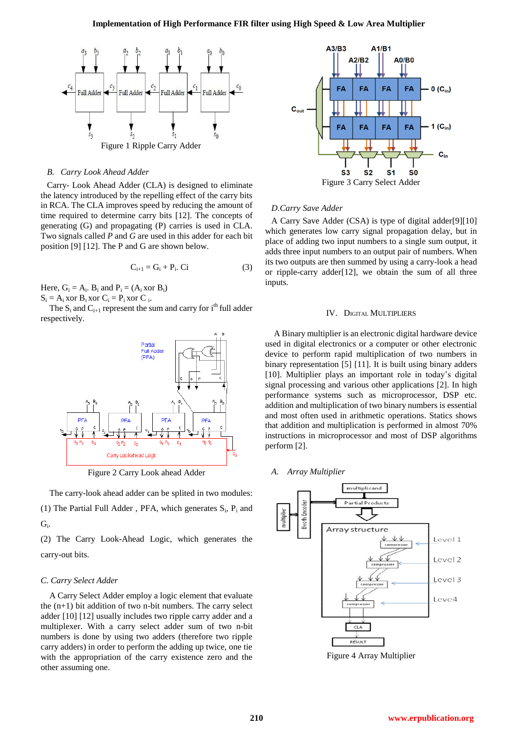Figure 1 Ripple Carry Adder

### B. Carry Look Ahead Adder

Carry- Look Ahead Adder (CLA) is designed to eliminate the latency introduced by the repelling effect of the carry bits in RCA. The CLA improves speed by reducing the amount of time required to determine carry bits [12]. The concepts of generating (G) and propagating (P) carries is used in CLA. Two signals called *P* and *G* are used in this adder for each bit position [9] [12]. The P and G are shown below.

$$C_{i+1} = G_i + P_i . Ci \qquad (3)$$

Here, $G_i = A_i . B_i$ and $P_i = (A_i \text{ xor } B_i)$
$S_i = A_i \text{ xor } B_i \text{ xor } C_i = P_i \text{ xor } C_i$.

The $S_i$ and $C_{i+1}$ represent the sum and carry for $i^{th}$ full adder respectively.

Figure 2 Carry Look ahead Adder

The carry-look ahead adder can be splited in two modules:

(1) The Partial Full Adder , PFA, which generates $S_i$, $P_i$ and $G_i$.

(2) The Carry Look-Ahead Logic, which generates the carry-out bits.

### C. Carry Select Adder

A Carry Select Adder employ a logic element that evaluate the (n+1) bit addition of two n-bit numbers. The carry select adder [10] [12] usually includes two ripple carry adder and a multiplexer. With a carry select adder sum of two n-bit numbers is done by using two adders (therefore two ripple carry adders) in order to perform the adding up twice, one tie with the appropriation of the carry existence zero and the other assuming one.

Figure 3 Carry Select Adder

### D.Carry Save Adder

A Carry Save Adder (CSA) is type of digital adder[9][10] which generates low carry signal propagation delay, but in place of adding two input numbers to a single sum output, it adds three input numbers to an output pair of numbers. When its two outputs are then summed by using a carry-look a head or ripple-carry adder[12], we obtain the sum of all three inputs.

## IV. Digital Multipliers

A Binary multiplier is an electronic digital hardware device used in digital electronics or a computer or other electronic device to perform rapid multiplication of two numbers in binary representation [5] [11]. It is built using binary adders [10]. Multiplier plays an important role in today's digital signal processing and various other applications [2]. In high performance systems such as microprocessor, DSP etc. addition and multiplication of two binary numbers is essential and most often used in arithmetic operations. Statics shows that addition and multiplication is performed in almost 70% instructions in microprocessor and most of DSP algorithms perform [2].

### A. Array Multiplier

Figure 4 Array Multiplier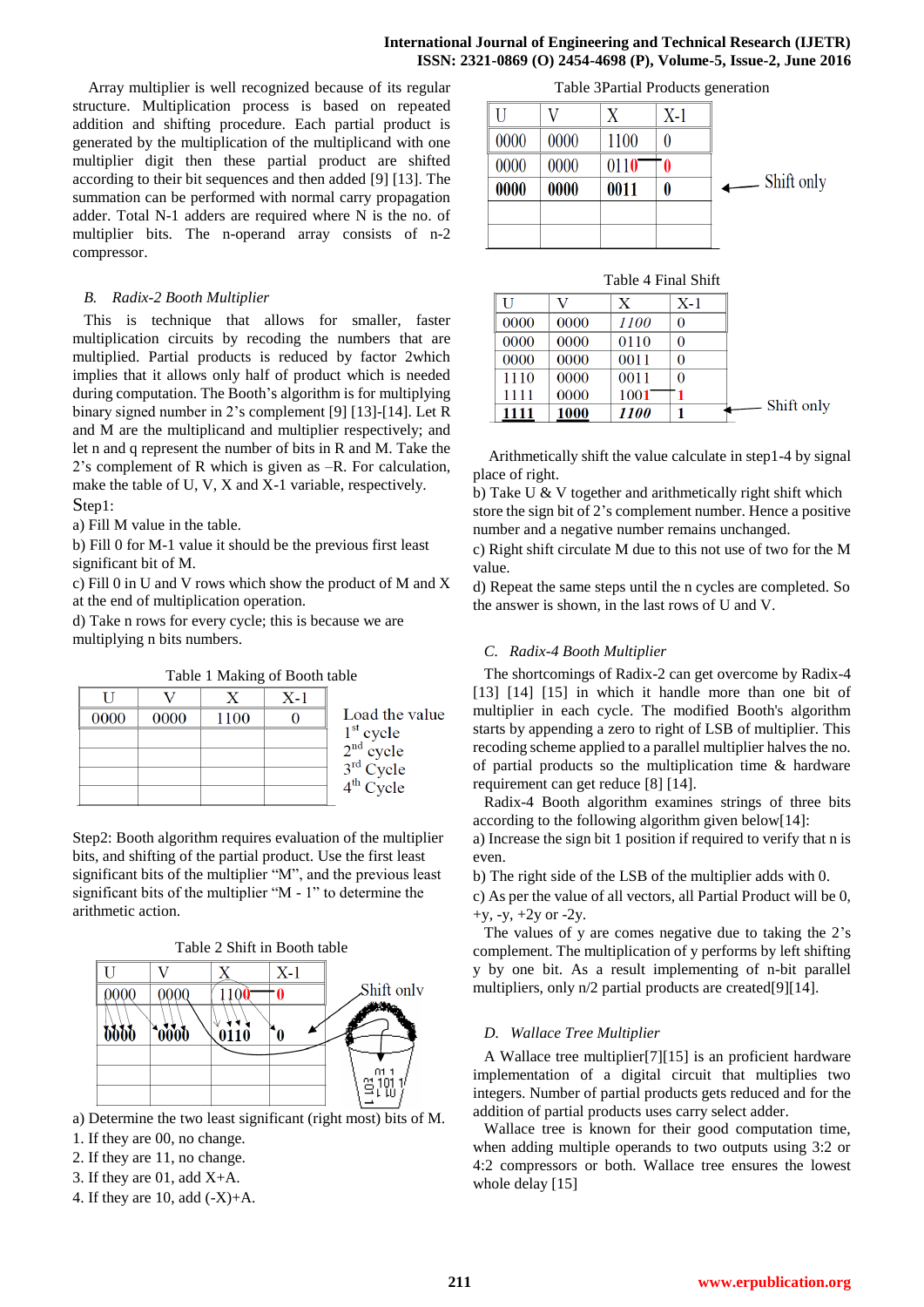Array multiplier is well recognized because of its regular structure. Multiplication process is based on repeated addition and shifting procedure. Each partial product is generated by the multiplication of the multiplicand with one multiplier digit then these partial product are shifted according to their bit sequences and then added [9] [13]. The summation can be performed with normal carry propagation adder. Total N-1 adders are required where N is the no. of multiplier bits. The n-operand array consists of n-2 compressor.

### B. Radix-2 Booth Multiplier

This is technique that allows for smaller, faster multiplication circuits by recoding the numbers that are multiplied. Partial products is reduced by factor 2which implies that it allows only half of product which is needed during computation. The Booth's algorithm is for multiplying binary signed number in 2's complement [9] [13]-[14]. Let R and M are the multiplicand and multiplier respectively; and let n and q represent the number of bits in R and M. Take the 2's complement of R which is given as –R. For calculation, make the table of U, V, X and X-1 variable, respectively.

Step1:

a) Fill M value in the table.

b) Fill 0 for M-1 value it should be the previous first least significant bit of M.

c) Fill 0 in U and V rows which show the product of M and X at the end of multiplication operation.

d) Take n rows for every cycle; this is because we are multiplying n bits numbers.

Table 1 Making of Booth table

| U | V | X | X-1 | |
|---|---|---|---|---|
| 0000 | 0000 | 1100 | 0 | Load the value |
| | | | | 1st cycle |
| | | | | 2nd cycle |
| | | | | 3rd Cycle |
| | | | | 4th Cycle |

Step2: Booth algorithm requires evaluation of the multiplier bits, and shifting of the partial product. Use the first least significant bits of the multiplier "M", and the previous least significant bits of the multiplier "M - 1" to determine the arithmetic action.

Table 2 Shift in Booth table

| U | V | X | X-1 |
|---|---|---|---|
| 0000 | 0000 | 1100 | 0 |
| 0000 | 0000 | 0110 | 0 |
| | | | |
| | | | |

Shift only

a) Determine the two least significant (right most) bits of M.

1. If they are 00, no change.
2. If they are 11, no change.
3. If they are 01, add X+A.
4. If they are 10, add (-X)+A.

Table 3Partial Products generation

| U | V | X | X-1 |
|---|---|---|---|
| 0000 | 0000 | 1100 | 0 |
| 0000 | 0000 | 0110 | 0 |
| **0000** | **0000** | **0011** | **0** |
| | | | |
| | | | |

Shift only

Table 4 Final Shift

| U | V | X | X-1 |
|---|---|---|---|
| 0000 | 0000 | *1100* | 0 |
| 0000 | 0000 | 0110 | 0 |
| 0000 | 0000 | 0011 | 0 |
| 1110 | 0000 | 0011 | 0 |
| 1111 | 0000 | 1001 | 1 |
| **1111** | **1000** | ***1100*** | **1** |

Shift only

Arithmetically shift the value calculate in step1-4 by signal place of right.

b) Take U & V together and arithmetically right shift which store the sign bit of 2's complement number. Hence a positive number and a negative number remains unchanged.

c) Right shift circulate M due to this not use of two for the M value.

d) Repeat the same steps until the n cycles are completed. So the answer is shown, in the last rows of U and V.

### C. Radix-4 Booth Multiplier

The shortcomings of Radix-2 can get overcome by Radix-4 [13] [14] [15] in which it handle more than one bit of multiplier in each cycle. The modified Booth's algorithm starts by appending a zero to right of LSB of multiplier. This recoding scheme applied to a parallel multiplier halves the no. of partial products so the multiplication time & hardware requirement can get reduce [8] [14].

Radix-4 Booth algorithm examines strings of three bits according to the following algorithm given below[14]:

a) Increase the sign bit 1 position if required to verify that n is even.

b) The right side of the LSB of the multiplier adds with 0.

c) As per the value of all vectors, all Partial Product will be 0, +y, -y, +2y or -2y.

The values of y are comes negative due to taking the 2's complement. The multiplication of y performs by left shifting y by one bit. As a result implementing of n-bit parallel multipliers, only n/2 partial products are created[9][14].

### D. Wallace Tree Multiplier

A Wallace tree multiplier[7][15] is an proficient hardware implementation of a digital circuit that multiplies two integers. Number of partial products gets reduced and for the addition of partial products uses carry select adder.

Wallace tree is known for their good computation time, when adding multiple operands to two outputs using 3:2 or 4:2 compressors or both. Wallace tree ensures the lowest whole delay [15]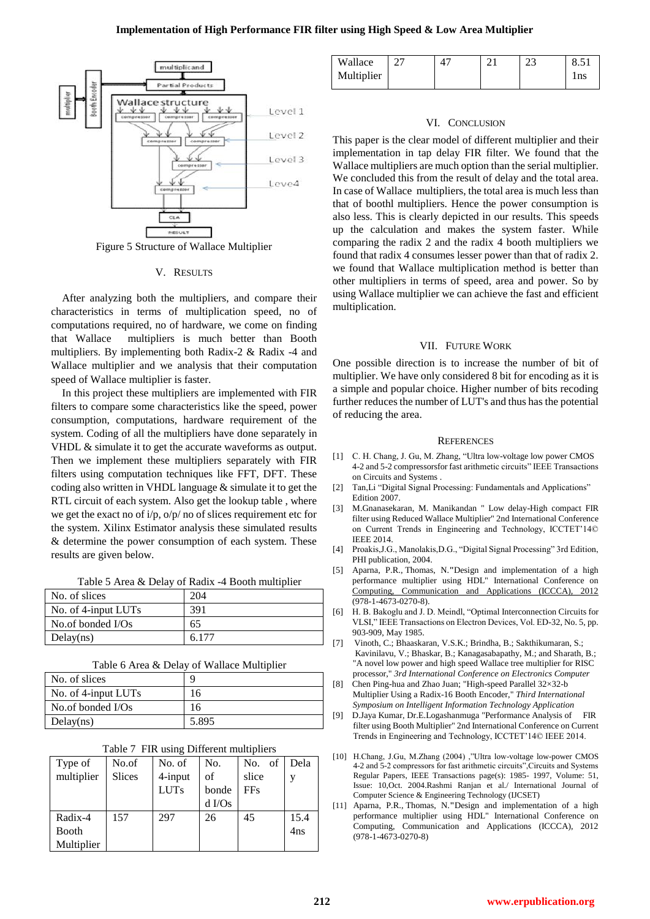Figure 5 Structure of Wallace Multiplier

## V. Results

After analyzing both the multipliers, and compare their characteristics in terms of multiplication speed, no of computations required, no of hardware, we come on finding that Wallace multipliers is much better than Booth multipliers. By implementing both Radix-2 & Radix -4 and Wallace multiplier and we analysis that their computation speed of Wallace multiplier is faster.

In this project these multipliers are implemented with FIR filters to compare some characteristics like the speed, power consumption, computations, hardware requirement of the system. Coding of all the multipliers have done separately in VHDL & simulate it to get the accurate waveforms as output. Then we implement these multipliers separately with FIR filters using computation techniques like FFT, DFT. These coding also written in VHDL language & simulate it to get the RTL circuit of each system. Also get the lookup table , where we get the exact no of i/p, o/p/ no of slices requirement etc for the system. Xilinx Estimator analysis these simulated results & determine the power consumption of each system. These results are given below.

Table 5 Area & Delay of Radix -4 Booth multiplier

| | |
|---|---|
| No. of slices | 204 |
| No. of 4-input LUTs | 391 |
| No.of bonded I/Os | 65 |
| Delay(ns) | 6.177 |

Table 6 Area & Delay of Wallace Multiplier

| | |
|---|---|
| No. of slices | 9 |
| No. of 4-input LUTs | 16 |
| No.of bonded I/Os | 16 |
| Delay(ns) | 5.895 |

Table 7 FIR using Different multipliers

| Type of multiplier | No.of Slices | No. of 4-input LUTs | No. of bonded I/Os | No. of slice FFs | Delay |
|---|---|---|---|---|---|
| Radix-4 Booth Multiplier | 157 | 297 | 26 | 45 | 15.44ns |
| Wallace Multiplier | 27 | 47 | 21 | 23 | 8.511ns |

## VI. Conclusion

This paper is the clear model of different multiplier and their implementation in tap delay FIR filter. We found that the Wallace multipliers are much option than the serial multiplier. We concluded this from the result of delay and the total area. In case of Wallace multipliers, the total area is much less than that of boothl multipliers. Hence the power consumption is also less. This is clearly depicted in our results. This speeds up the calculation and makes the system faster. While comparing the radix 2 and the radix 4 booth multipliers we found that radix 4 consumes lesser power than that of radix 2. we found that Wallace multiplication method is better than other multipliers in terms of speed, area and power. So by using Wallace multiplier we can achieve the fast and efficient multiplication.

## VII. Future Work

One possible direction is to increase the number of bit of multiplier. We have only considered 8 bit for encoding as it is a simple and popular choice. Higher number of bits recoding further reduces the number of LUT's and thus has the potential of reducing the area.

## References

[1] C. H. Chang, J. Gu, M. Zhang, "Ultra low-voltage low power CMOS 4-2 and 5-2 compressorsfor fast arithmetic circuits" IEEE Transactions on Circuits and Systems .

[2] Tan,Li "Digital Signal Processing: Fundamentals and Applications" Edition 2007.

[3] M.Gnanasekaran, M. Manikandan " Low delay-High compact FIR filter using Reduced Wallace Multiplier" 2nd International Conference on Current Trends in Engineering and Technology, ICCTET'14© IEEE 2014.

[4] Proakis,J.G., Manolakis,D.G., "Digital Signal Processing" 3rd Edition, PHI publication, 2004.

[5] Aparna, P.R., Thomas, N."Design and implementation of a high performance multiplier using HDL" International Conference on Computing, Communication and Applications (ICCCA), 2012 (978-1-4673-0270-8).

[6] H. B. Bakoglu and J. D. Meindl, "Optimal Interconnection Circuits for VLSI," IEEE Transactions on Electron Devices, Vol. ED-32, No. 5, pp. 903-909, May 1985.

[7] Vinoth, C.; Bhaaskaran, V.S.K.; Brindha, B.; Sakthikumaran, S.; Kavinilavu, V.; Bhaskar, B.; Kanagasabapathy, M.; and Sharath, B.; "A novel low power and high speed Wallace tree multiplier for RISC processor," *3rd International Conference on Electronics Computer*

[8] Chen Ping-hua and Zhao Juan; "High-speed Parallel 32×32-b Multiplier Using a Radix-16 Booth Encoder," *Third International Symposium on Intelligent Information Technology Application*

[9] D.Jaya Kumar, Dr.E.Logashanmuga "Performance Analysis of FIR filter using Booth Multiplier" 2nd International Conference on Current Trends in Engineering and Technology, ICCTET'14© IEEE 2014.

[10] H.Chang, J.Gu, M.Zhang (2004) ,"Ultra low-voltage low-power CMOS 4-2 and 5-2 compressors for fast arithmetic circuits",Circuits and Systems Regular Papers, IEEE Transactions page(s): 1985- 1997, Volume: 51, Issue: 10,Oct. 2004.Rashmi Ranjan et al./ International Journal of Computer Science & Engineering Technology (IJCSET)

[11] Aparna, P.R., Thomas, N."Design and implementation of a high performance multiplier using HDL" International Conference on Computing, Communication and Applications (ICCCA), 2012 (978-1-4673-0270-8)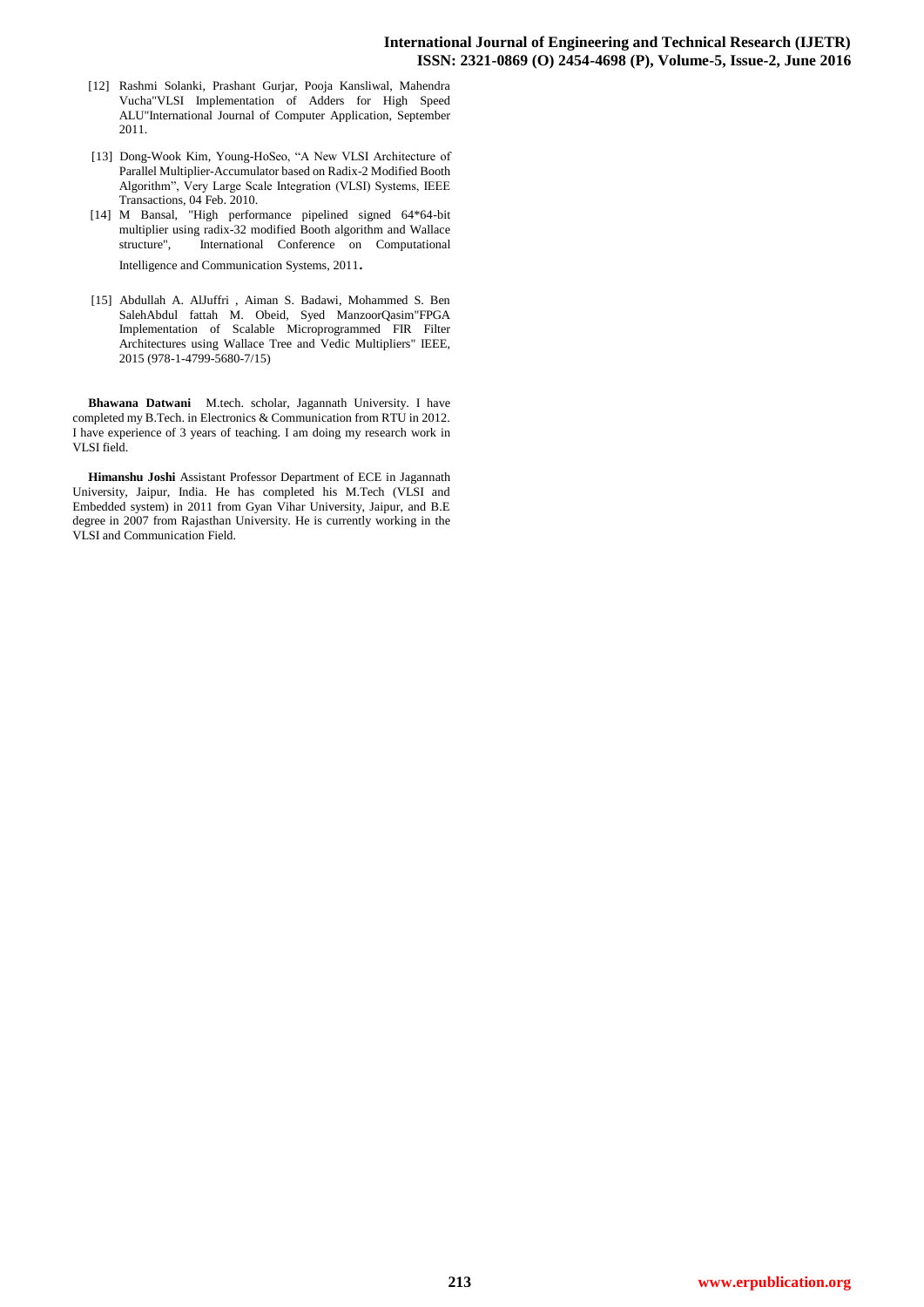[12] Rashmi Solanki, Prashant Gurjar, Pooja Kansliwal, Mahendra Vucha"VLSI Implementation of Adders for High Speed ALU"International Journal of Computer Application, September 2011.

[13] Dong-Wook Kim, Young-HoSeo, "A New VLSI Architecture of Parallel Multiplier-Accumulator based on Radix-2 Modified Booth Algorithm", Very Large Scale Integration (VLSI) Systems, IEEE Transactions, 04 Feb. 2010.

[14] M Bansal, "High performance pipelined signed 64*64-bit multiplier using radix-32 modified Booth algorithm and Wallace structure", International Conference on Computational Intelligence and Communication Systems, 2011.

[15] Abdullah A. AlJuffri , Aiman S. Badawi, Mohammed S. Ben SalehAbdul fattah M. Obeid, Syed ManzoorQasim"FPGA Implementation of Scalable Microprogrammed FIR Filter Architectures using Wallace Tree and Vedic Multipliers" IEEE, 2015 (978-1-4799-5680-7/15)

**Bhawana Datwani** M.tech. scholar, Jagannath University. I have completed my B.Tech. in Electronics & Communication from RTU in 2012. I have experience of 3 years of teaching. I am doing my research work in VLSI field.

**Himanshu Joshi** Assistant Professor Department of ECE in Jagannath University, Jaipur, India. He has completed his M.Tech (VLSI and Embedded system) in 2011 from Gyan Vihar University, Jaipur, and B.E degree in 2007 from Rajasthan University. He is currently working in the VLSI and Communication Field.